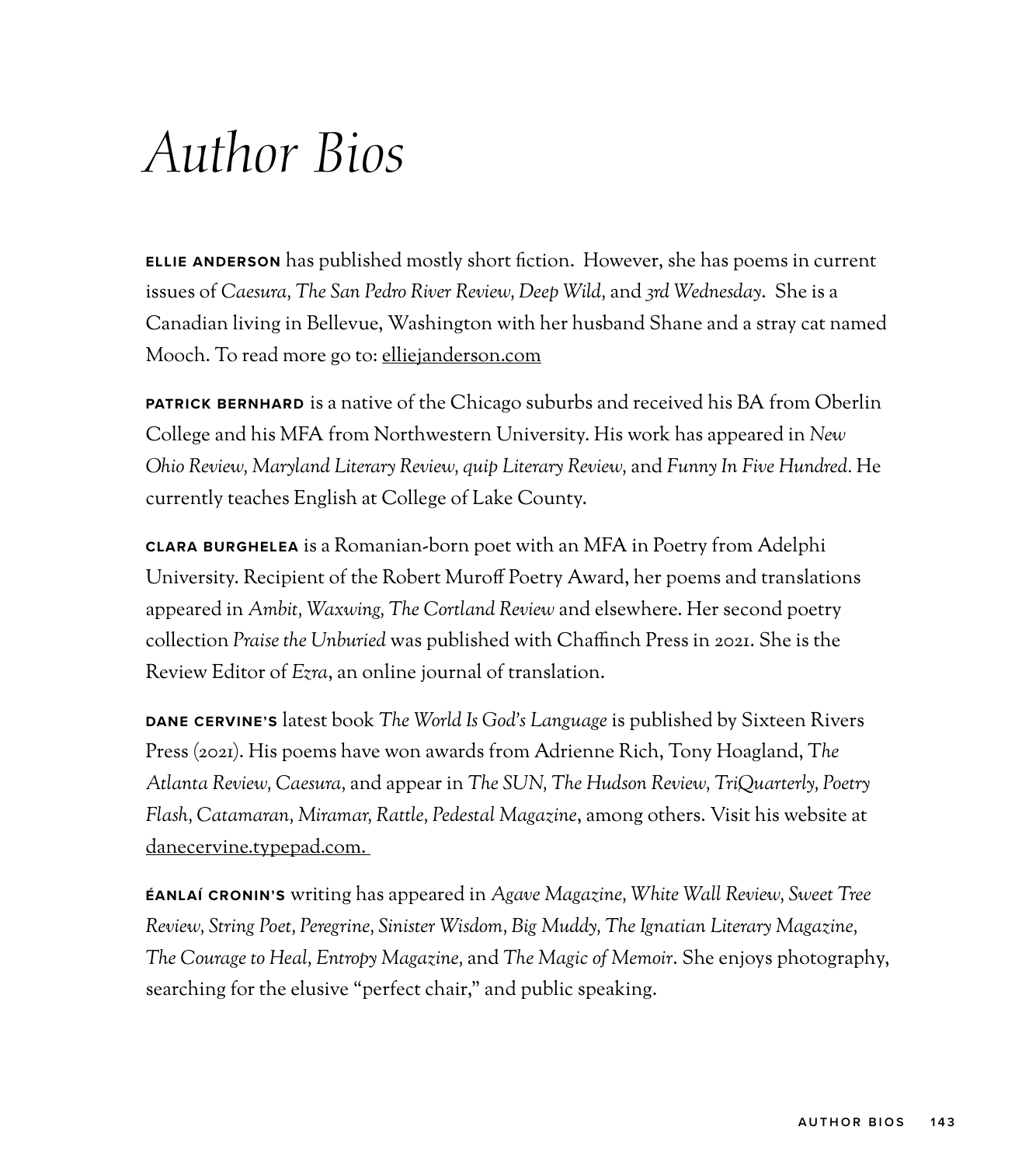# *Author Bios*

**ELLIE ANDERSON** has published mostly short fiction. However, she has poems in current issues of *Caesura, The San Pedro River Review, Deep Wild,* and *3rd Wednesday*. She is a Canadian living in Bellevue, Washington with her husband Shane and a stray cat named Mooch. To read more go to: elliejanderson.com

**PATRICK BERNHARD** is a native of the Chicago suburbs and received his BA from Oberlin College and his MFA from Northwestern University. His work has appeared in *New Ohio Review, Maryland Literary Review, quip Literary Review,* and *Funny In Five Hundred*. He currently teaches English at College of Lake County.

**CLARA BURGHELEA** is a Romanian-born poet with an MFA in Poetry from Adelphi University. Recipient of the Robert Muroff Poetry Award, her poems and translations appeared in *Ambit, Waxwing, The Cortland Review* and elsewhere. Her second poetry collection *Praise the Unburied* was published with Chaffinch Press in 2021. She is the Review Editor of *Ezra*, an online journal of translation.

**DANE CERVINE'S** latest book *The World Is God's Language* is published by Sixteen Rivers Press (2021). His poems have won awards from Adrienne Rich, Tony Hoagland, *The Atlanta Review, Caesura,* and appear in *The SUN, The Hudson Review, TriQuarterly, Poetry Flash, Catamaran, Miramar, Rattle, Pedestal Magazine*, among others. Visit his website at danecervine.typepad.com.

**ÉANLAÍ CRONIN'S** writing has appeared in *Agave Magazine, White Wall Review, Sweet Tree Review, String Poet, Peregrine, Sinister Wisdom, Big Muddy, The Ignatian Literary Magazine, The Courage to Heal, Entropy Magazine,* and *The Magic of Memoir*. She enjoys photography, searching for the elusive "perfect chair," and public speaking.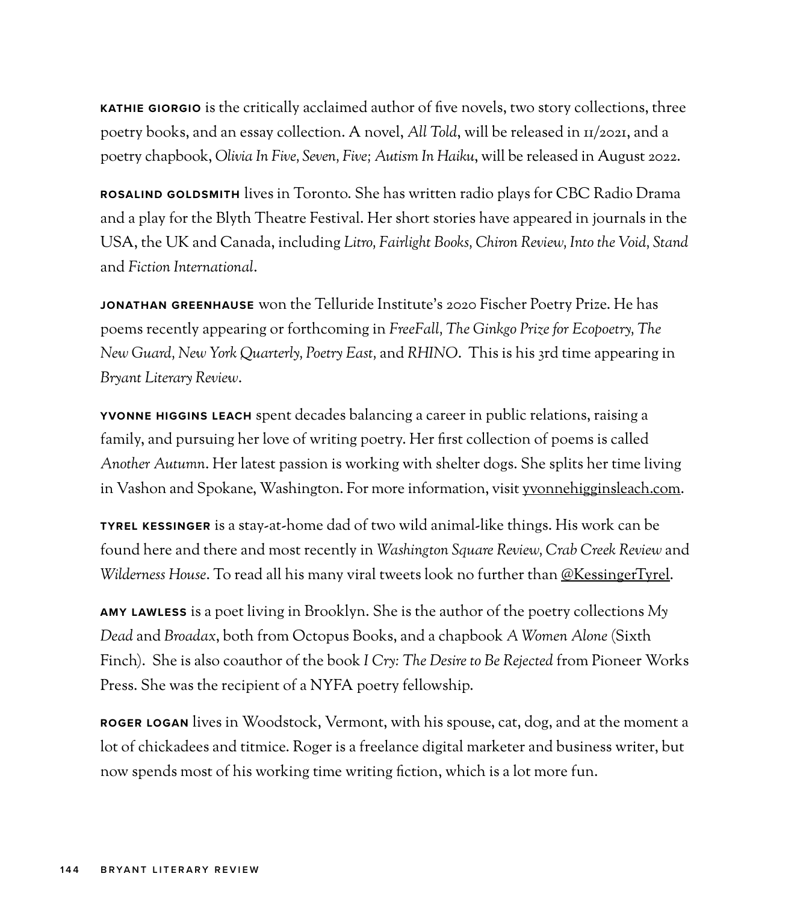**KATHIE GIORGIO** is the critically acclaimed author of five novels, two story collections, three poetry books, and an essay collection. A novel, *All Told*, will be released in 11/2021, and a poetry chapbook, *Olivia In Five, Seven, Five; Autism In Haiku*, will be released in August 2022.

**ROSALIND GOLDSMITH** lives in Toronto. She has written radio plays for CBC Radio Drama and a play for the Blyth Theatre Festival. Her short stories have appeared in journals in the USA, the UK and Canada, including *Litro, Fairlight Books, Chiron Review, Into the Void, Stand* and *Fiction International*.

**JONATHAN GREENHAUSE** won the Telluride Institute's 2020 Fischer Poetry Prize. He has poems recently appearing or forthcoming in *FreeFall, The Ginkgo Prize for Ecopoetry, The New Guard, New York Quarterly, Poetry East,* and *RHINO*. This is his 3rd time appearing in *Bryant Literary Review*.

**YVONNE HIGGINS LEACH** spent decades balancing a career in public relations, raising a family, and pursuing her love of writing poetry. Her first collection of poems is called *Another Autumn*. Her latest passion is working with shelter dogs. She splits her time living in Vashon and Spokane, Washington. For more information, visit yvonnehigginsleach.com.

**TYREL KESSINGER** is a stay-at-home dad of two wild animal-like things. His work can be found here and there and most recently in *Washington Square Review, Crab Creek Review* and *Wilderness House*. To read all his many viral tweets look no further than @KessingerTyrel.

**AMY LAWLESS** is a poet living in Brooklyn. She is the author of the poetry collections *My Dead* and *Broadax*, both from Octopus Books, and a chapbook *A Women Alone* (Sixth Finch). She is also coauthor of the book *I Cry: The Desire to Be Rejected* from Pioneer Works Press. She was the recipient of a NYFA poetry fellowship.

**ROGER LOGAN** lives in Woodstock, Vermont, with his spouse, cat, dog, and at the moment a lot of chickadees and titmice. Roger is a freelance digital marketer and business writer, but now spends most of his working time writing fiction, which is a lot more fun.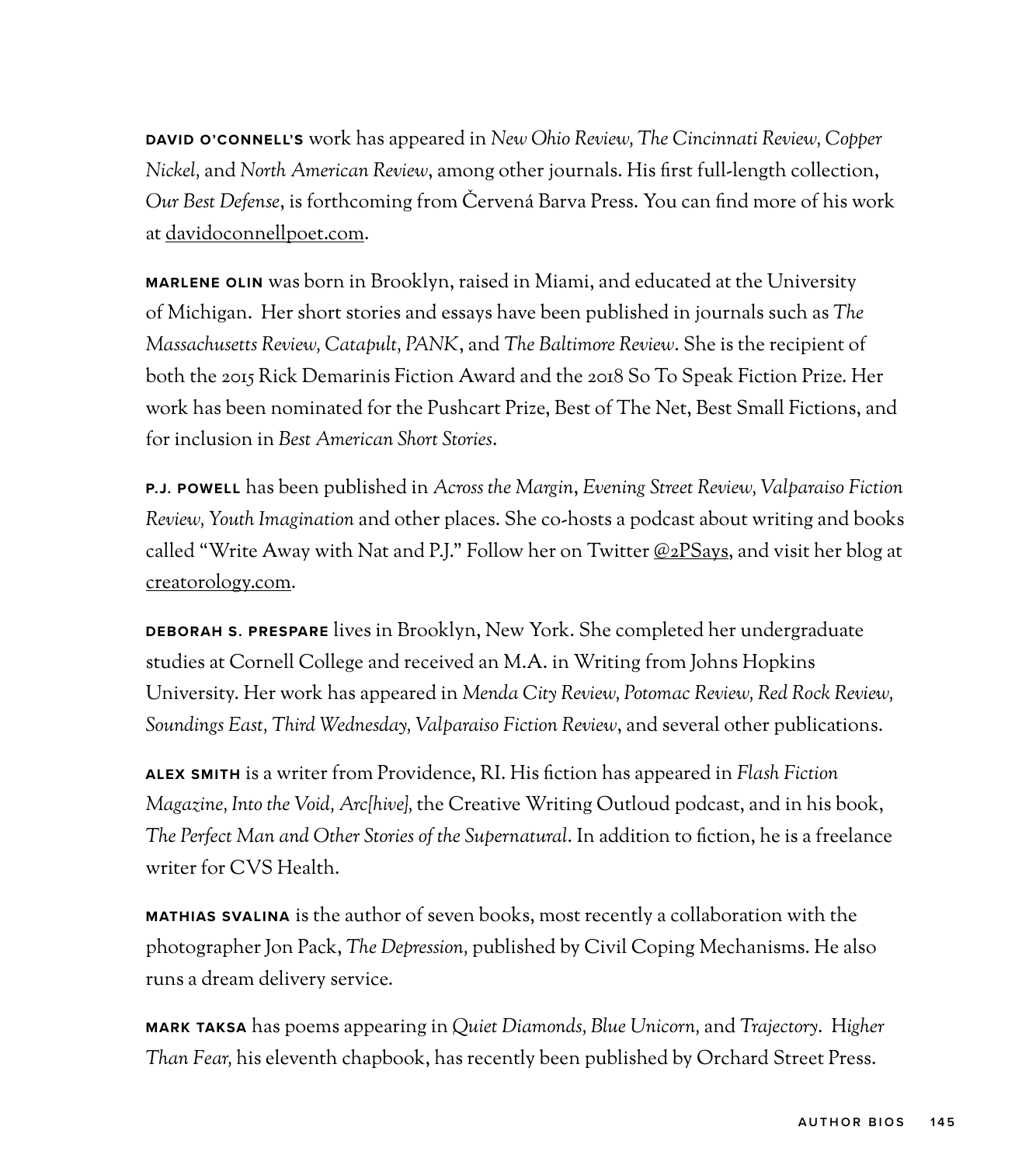**DAVID O'CONNELL'S** work has appeared in *New Ohio Review, The Cincinnati Review, Copper Nickel,* and *North American Review*, among other journals. His first full-length collection, *Our Best Defense*, is forthcoming from Červená Barva Press. You can find more of his work at davidoconnellpoet.com.

**MARLENE OLIN** was born in Brooklyn, raised in Miami, and educated at the University of Michigan. Her short stories and essays have been published in journals such as *The Massachusetts Review, Catapult, PANK*, and *The Baltimore Review*. She is the recipient of both the 2015 Rick Demarinis Fiction Award and the 2018 So To Speak Fiction Prize. Her work has been nominated for the Pushcart Prize, Best of The Net, Best Small Fictions, and for inclusion in *Best American Short Stories*.

**P.J. POWELL** has been published in *Across the Margin*, *Evening Street Review, Valparaiso Fiction Review, Youth Imagination* and other places. She co-hosts a podcast about writing and books called "Write Away with Nat and P.J." Follow her on Twitter @2PSays, and visit her blog at creatorology.com.

**DEBORAH S. PRESPARE** lives in Brooklyn, New York. She completed her undergraduate studies at Cornell College and received an M.A. in Writing from Johns Hopkins University. Her work has appeared in *Menda City Review, Potomac Review, Red Rock Review, Soundings East, Third Wednesday, Valparaiso Fiction Review*, and several other publications.

**ALEX SMITH** is a writer from Providence, RI. His fiction has appeared in *Flash Fiction Magazine, Into the Void, Arc[hive],* the Creative Writing Outloud podcast, and in his book, *The Perfect Man and Other Stories of the Supernatural*. In addition to fiction, he is a freelance writer for CVS Health.

**MATHIAS SVALINA** is the author of seven books, most recently a collaboration with the photographer Jon Pack, *The Depression,* published by Civil Coping Mechanisms. He also runs a dream delivery service.

**MARK TAKSA** has poems appearing in *Quiet Diamonds, Blue Unicorn,* and *Trajectory*. *Higher Than Fear,* his eleventh chapbook, has recently been published by Orchard Street Press.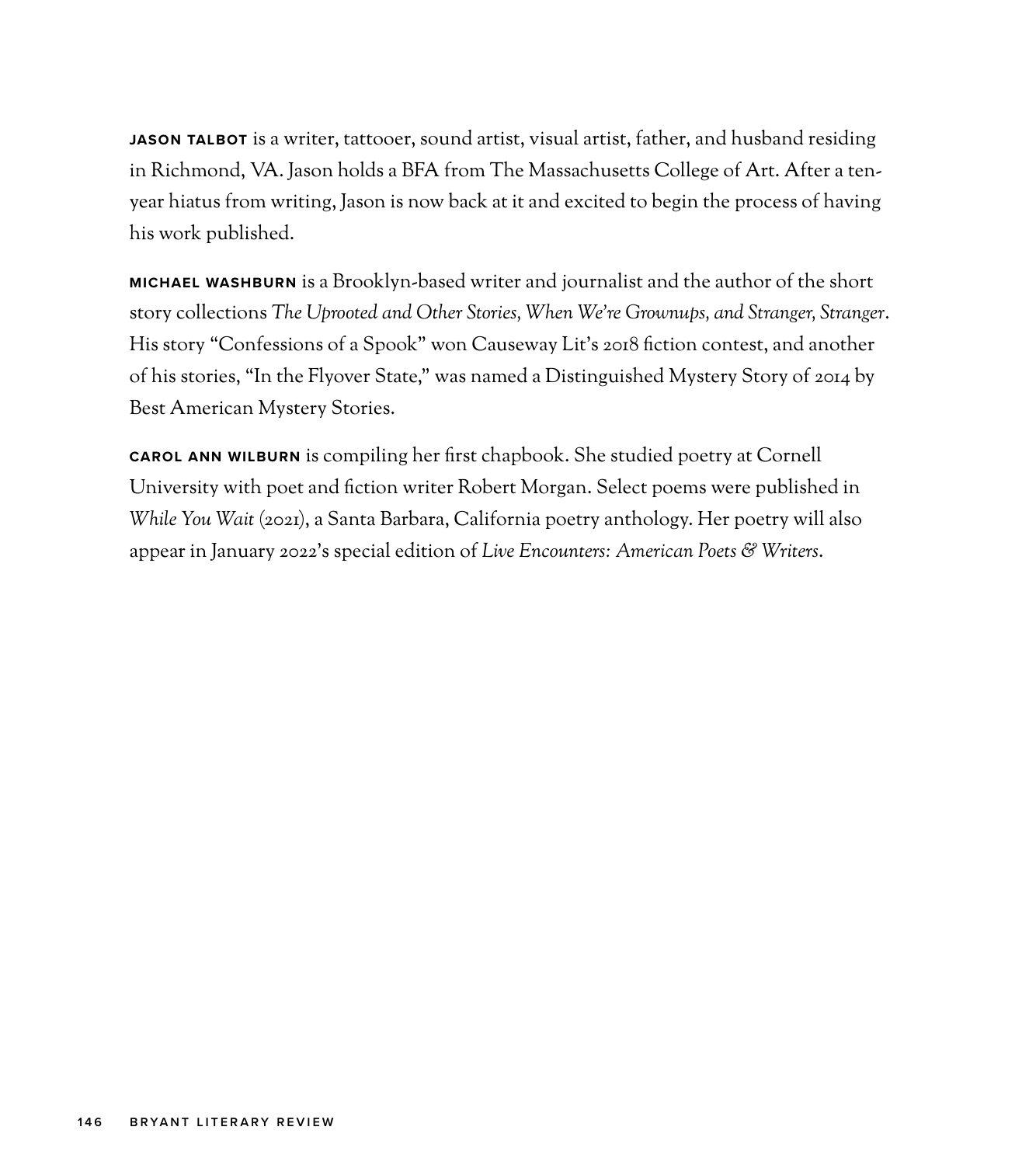**JASON TALBOT** is a writer, tattooer, sound artist, visual artist, father, and husband residing in Richmond, VA. Jason holds a BFA from The Massachusetts College of Art. After a ten-year hiatus from writing, Jason is now back at it and excited to begin the process of having his work published.

**MICHAEL WASHBURN** is a Brooklyn-based writer and journalist and the author of the short story collections *The Uprooted and Other Stories, When We're Grownups, and Stranger, Stranger*. His story "Confessions of a Spook" won Causeway Lit's 2018 fiction contest, and another of his stories, "In the Flyover State," was named a Distinguished Mystery Story of 2014 by Best American Mystery Stories.

**CAROL ANN WILBURN** is compiling her first chapbook. She studied poetry at Cornell University with poet and fiction writer Robert Morgan. Select poems were published in *While You Wait* (2021), a Santa Barbara, California poetry anthology. Her poetry will also appear in January 2022's special edition of *Live Encounters: American Poets & Writers*.